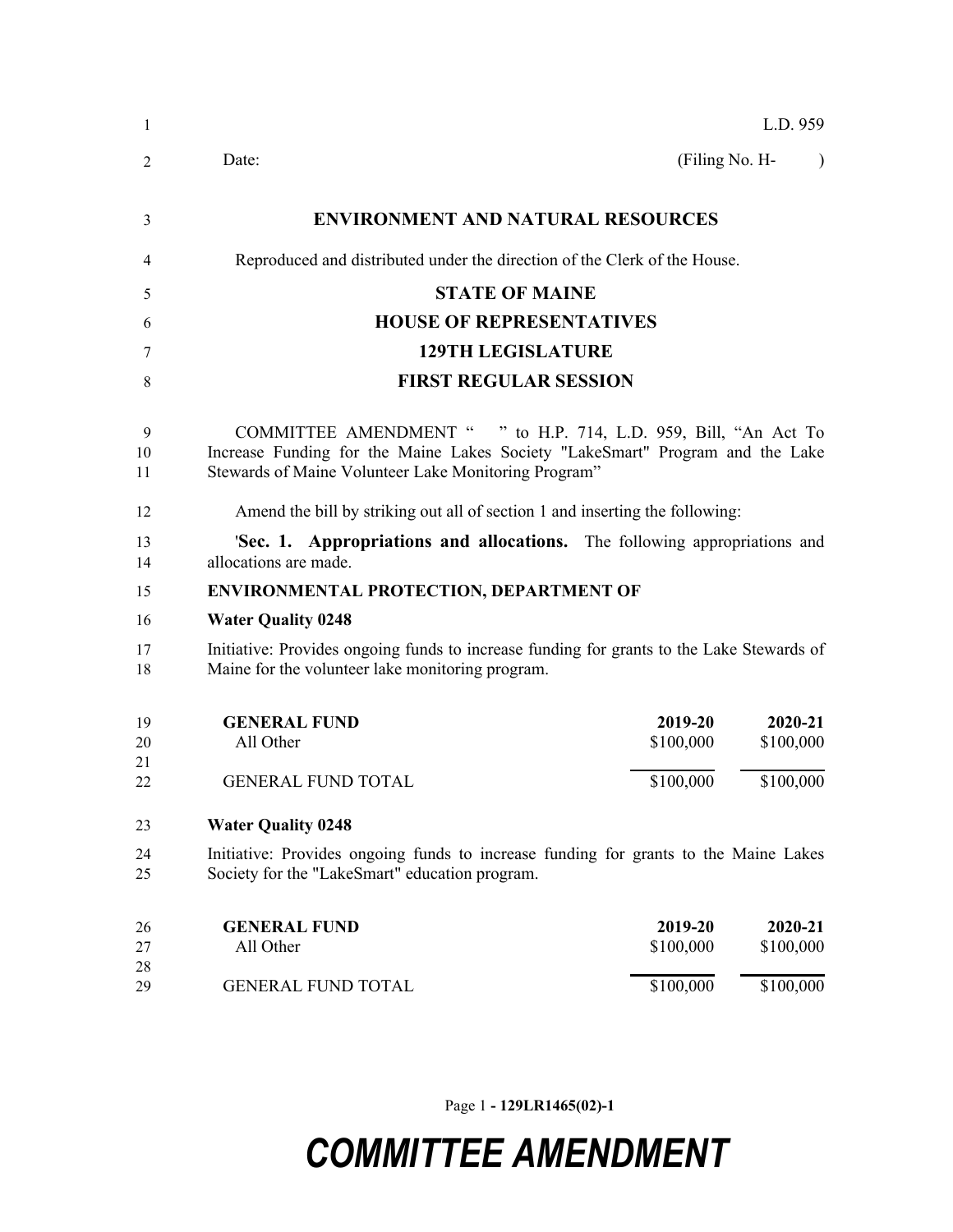L.D. 959

Date: (Filing No. H- )

**ENVIRONMENT AND NATURAL RESOURCES**

Reproduced and distributed under the direction of the Clerk of the House.

**STATE OF MAINE**

**HOUSE OF REPRESENTATIVES**

**129TH LEGISLATURE**

**FIRST REGULAR SESSION**

COMMITTEE AMENDMENT " " to H.P. 714, L.D. 959, Bill, "An Act To Increase Funding for the Maine Lakes Society "LakeSmart" Program and the Lake Stewards of Maine Volunteer Lake Monitoring Program"

Amend the bill by striking out all of section 1 and inserting the following:

'**Sec. 1. Appropriations and allocations.** The following appropriations and allocations are made.

**ENVIRONMENTAL PROTECTION, DEPARTMENT OF**

**Water Quality 0248**

Initiative: Provides ongoing funds to increase funding for grants to the Lake Stewards of Maine for the volunteer lake monitoring program.

| **GENERAL FUND** | **2019-20** | **2020-21** |
|---|---|---|
| All Other | $100,000 | $100,000 |
| GENERAL FUND TOTAL | $100,000 | $100,000 |

**Water Quality 0248**

Initiative: Provides ongoing funds to increase funding for grants to the Maine Lakes Society for the "LakeSmart" education program.

| **GENERAL FUND** | **2019-20** | **2020-21** |
|---|---|---|
| All Other | $100,000 | $100,000 |
| GENERAL FUND TOTAL | $100,000 | $100,000 |

Page 1 - 129LR1465(02)-1

***COMMITTEE AMENDMENT***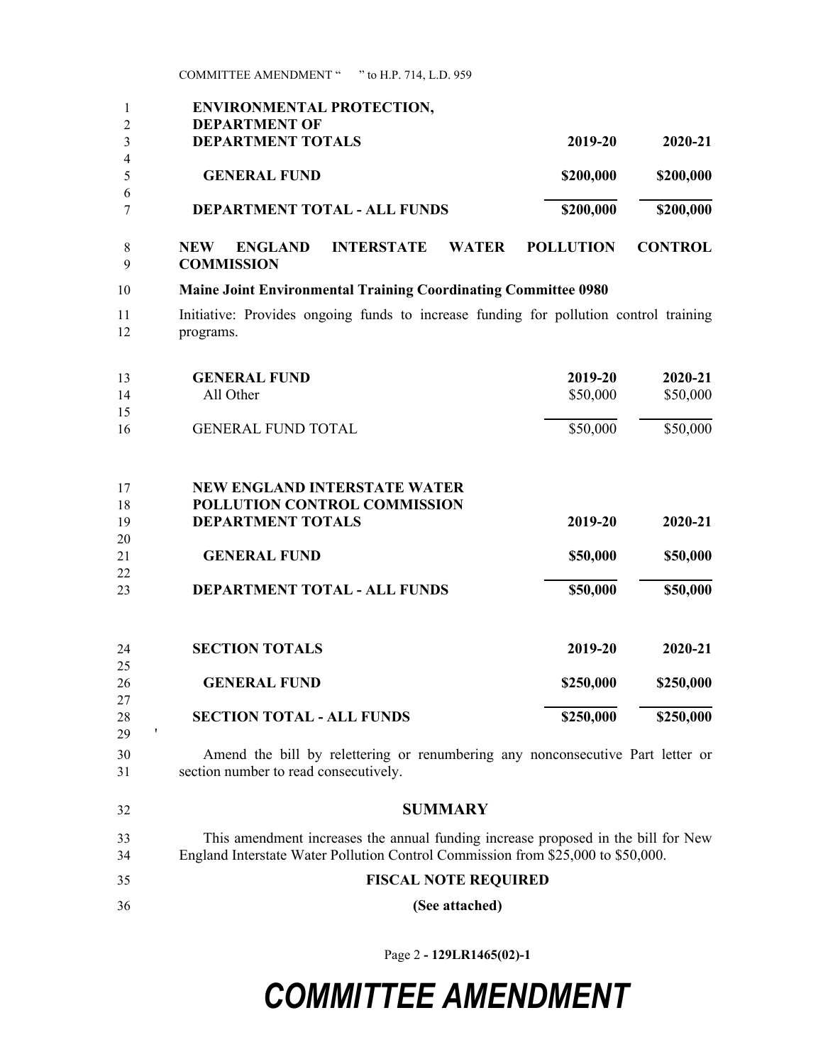| ENVIRONMENTAL PROTECTION, DEPARTMENT OF DEPARTMENT TOTALS | 2019-20 | 2020-21 |
| --- | --- | --- |
| GENERAL FUND | $200,000 | $200,000 |
| DEPARTMENT TOTAL - ALL FUNDS | $200,000 | $200,000 |

**NEW ENGLAND INTERSTATE WATER POLLUTION CONTROL COMMISSION**

**Maine Joint Environmental Training Coordinating Committee 0980**

Initiative: Provides ongoing funds to increase funding for pollution control training programs.

| GENERAL FUND | 2019-20 | 2020-21 |
| --- | --- | --- |
| All Other | $50,000 | $50,000 |
| GENERAL FUND TOTAL | $50,000 | $50,000 |

| NEW ENGLAND INTERSTATE WATER POLLUTION CONTROL COMMISSION DEPARTMENT TOTALS | 2019-20 | 2020-21 |
| --- | --- | --- |
| GENERAL FUND | $50,000 | $50,000 |
| DEPARTMENT TOTAL - ALL FUNDS | $50,000 | $50,000 |

| SECTION TOTALS | 2019-20 | 2020-21 |
| --- | --- | --- |
| GENERAL FUND | $250,000 | $250,000 |
| SECTION TOTAL - ALL FUNDS | $250,000 | $250,000 |

'

Amend the bill by relettering or renumbering any nonconsecutive Part letter or section number to read consecutively.

## SUMMARY

This amendment increases the annual funding increase proposed in the bill for New England Interstate Water Pollution Control Commission from $25,000 to $50,000.

**FISCAL NOTE REQUIRED**

**(See attached)**